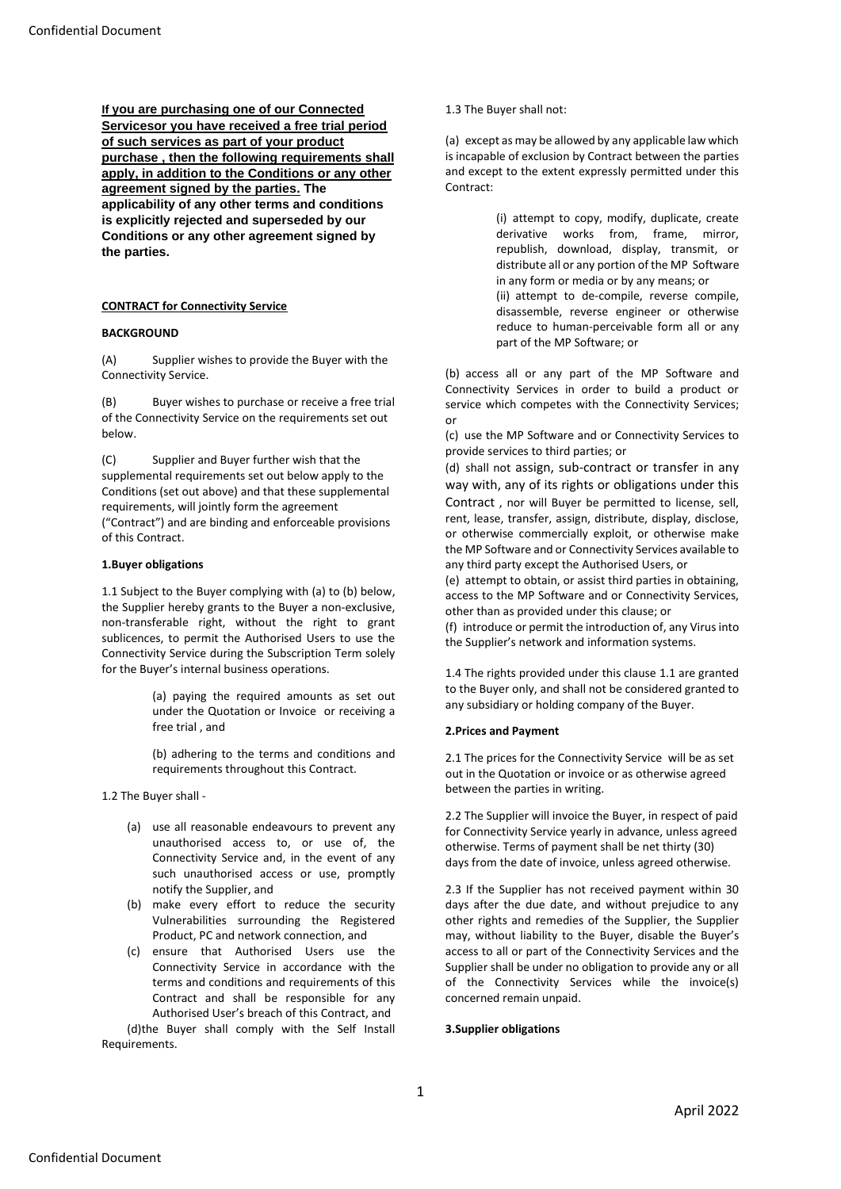**If you are purchasing one of our Connected Servicesor you have received a free trial period of such services as part of your product purchase , then the following requirements shall apply, in addition to the Conditions or any other agreement signed by the parties. The applicability of any other terms and conditions is explicitly rejected and superseded by our Conditions or any other agreement signed by the parties.**

**CONTRACT for Connectivity Service**

**BACKGROUND**

(A) Supplier wishes to provide the Buyer with the Connectivity Service.

(B) Buyer wishes to purchase or receive a free trial of the Connectivity Service on the requirements set out below.

(C) Supplier and Buyer further wish that the supplemental requirements set out below apply to the Conditions (set out above) and that these supplemental requirements, will jointly form the agreement ("Contract") and are binding and enforceable provisions of this Contract.

**1.Buyer obligations**

1.1 Subject to the Buyer complying with (a) to (b) below, the Supplier hereby grants to the Buyer a non-exclusive, non-transferable right, without the right to grant sublicences, to permit the Authorised Users to use the Connectivity Service during the Subscription Term solely for the Buyer's internal business operations.

(a) paying the required amounts as set out under the Quotation or Invoice or receiving a free trial , and

(b) adhering to the terms and conditions and requirements throughout this Contract.

1.2 The Buyer shall -

(a) use all reasonable endeavours to prevent any unauthorised access to, or use of, the Connectivity Service and, in the event of any such unauthorised access or use, promptly notify the Supplier, and

(b) make every effort to reduce the security Vulnerabilities surrounding the Registered Product, PC and network connection, and

(c) ensure that Authorised Users use the Connectivity Service in accordance with the terms and conditions and requirements of this Contract and shall be responsible for any Authorised User's breach of this Contract, and

(d)the Buyer shall comply with the Self Install Requirements.

1.3 The Buyer shall not:

(a) except as may be allowed by any applicable law which is incapable of exclusion by Contract between the parties and except to the extent expressly permitted under this Contract:

(i) attempt to copy, modify, duplicate, create derivative works from, frame, mirror, republish, download, display, transmit, or distribute all or any portion of the MP Software in any form or media or by any means; or

(ii) attempt to de-compile, reverse compile, disassemble, reverse engineer or otherwise reduce to human-perceivable form all or any part of the MP Software; or

(b) access all or any part of the MP Software and Connectivity Services in order to build a product or service which competes with the Connectivity Services; or

(c) use the MP Software and or Connectivity Services to provide services to third parties; or

(d) shall not assign, sub-contract or transfer in any way with, any of its rights or obligations under this Contract , nor will Buyer be permitted to license, sell, rent, lease, transfer, assign, distribute, display, disclose, or otherwise commercially exploit, or otherwise make the MP Software and or Connectivity Services available to any third party except the Authorised Users, or

(e) attempt to obtain, or assist third parties in obtaining, access to the MP Software and or Connectivity Services, other than as provided under this clause; or

(f) introduce or permit the introduction of, any Virus into the Supplier's network and information systems.

1.4 The rights provided under this clause 1.1 are granted to the Buyer only, and shall not be considered granted to any subsidiary or holding company of the Buyer.

**2.Prices and Payment**

2.1 The prices for the Connectivity Service will be as set out in the Quotation or invoice or as otherwise agreed between the parties in writing.

2.2 The Supplier will invoice the Buyer, in respect of paid for Connectivity Service yearly in advance, unless agreed otherwise. Terms of payment shall be net thirty (30) days from the date of invoice, unless agreed otherwise.

2.3 If the Supplier has not received payment within 30 days after the due date, and without prejudice to any other rights and remedies of the Supplier, the Supplier may, without liability to the Buyer, disable the Buyer's access to all or part of the Connectivity Services and the Supplier shall be under no obligation to provide any or all of the Connectivity Services while the invoice(s) concerned remain unpaid.

**3.Supplier obligations**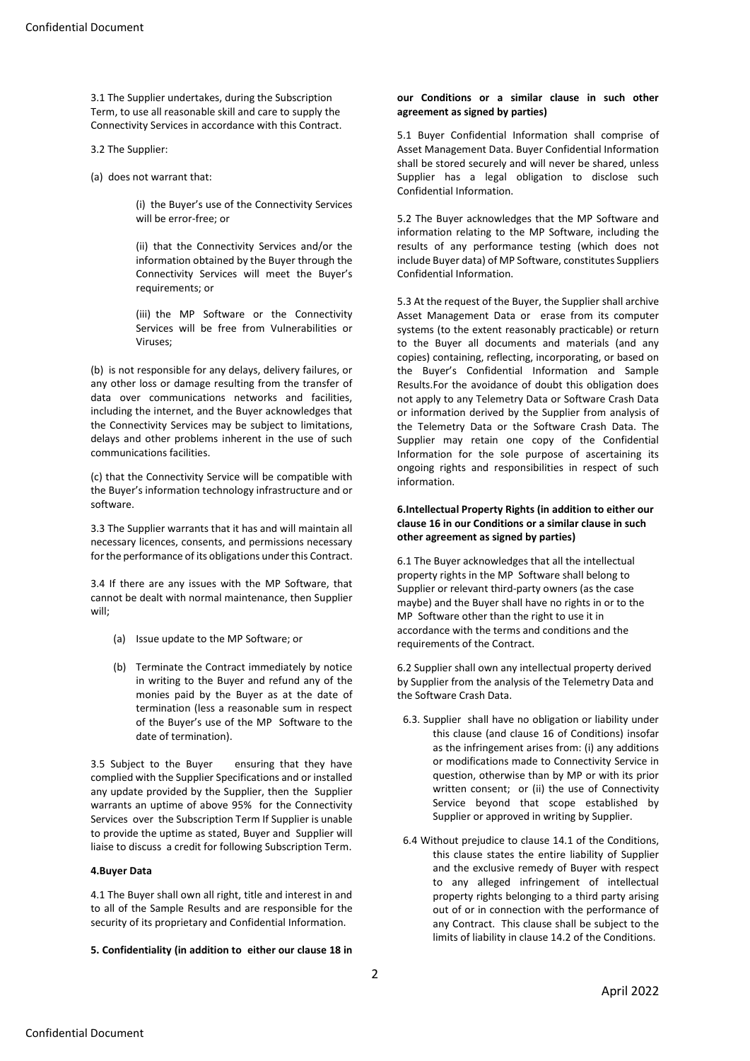3.1 The Supplier undertakes, during the Subscription Term, to use all reasonable skill and care to supply the Connectivity Services in accordance with this Contract.

3.2 The Supplier:

(a) does not warrant that:

> (i) the Buyer's use of the Connectivity Services will be error-free; or
>
> (ii) that the Connectivity Services and/or the information obtained by the Buyer through the Connectivity Services will meet the Buyer's requirements; or
>
> (iii) the MP Software or the Connectivity Services will be free from Vulnerabilities or Viruses;

(b) is not responsible for any delays, delivery failures, or any other loss or damage resulting from the transfer of data over communications networks and facilities, including the internet, and the Buyer acknowledges that the Connectivity Services may be subject to limitations, delays and other problems inherent in the use of such communications facilities.

(c) that the Connectivity Service will be compatible with the Buyer's information technology infrastructure and or software.

3.3 The Supplier warrants that it has and will maintain all necessary licences, consents, and permissions necessary for the performance of its obligations under this Contract.

3.4 If there are any issues with the MP Software, that cannot be dealt with normal maintenance, then Supplier will;

(a) Issue update to the MP Software; or

(b) Terminate the Contract immediately by notice in writing to the Buyer and refund any of the monies paid by the Buyer as at the date of termination (less a reasonable sum in respect of the Buyer's use of the MP Software to the date of termination).

3.5 Subject to the Buyer ensuring that they have complied with the Supplier Specifications and or installed any update provided by the Supplier, then the Supplier warrants an uptime of above 95% for the Connectivity Services over the Subscription Term If Supplier is unable to provide the uptime as stated, Buyer and Supplier will liaise to discuss a credit for following Subscription Term.

**4.Buyer Data**

4.1 The Buyer shall own all right, title and interest in and to all of the Sample Results and are responsible for the security of its proprietary and Confidential Information.

**5. Confidentiality (in addition to either our clause 18 in our Conditions or a similar clause in such other agreement as signed by parties)**

5.1 Buyer Confidential Information shall comprise of Asset Management Data. Buyer Confidential Information shall be stored securely and will never be shared, unless Supplier has a legal obligation to disclose such Confidential Information.

5.2 The Buyer acknowledges that the MP Software and information relating to the MP Software, including the results of any performance testing (which does not include Buyer data) of MP Software, constitutes Suppliers Confidential Information.

5.3 At the request of the Buyer, the Supplier shall archive Asset Management Data or erase from its computer systems (to the extent reasonably practicable) or return to the Buyer all documents and materials (and any copies) containing, reflecting, incorporating, or based on the Buyer's Confidential Information and Sample Results.For the avoidance of doubt this obligation does not apply to any Telemetry Data or Software Crash Data or information derived by the Supplier from analysis of the Telemetry Data or the Software Crash Data. The Supplier may retain one copy of the Confidential Information for the sole purpose of ascertaining its ongoing rights and responsibilities in respect of such information.

**6.Intellectual Property Rights (in addition to either our clause 16 in our Conditions or a similar clause in such other agreement as signed by parties)**

6.1 The Buyer acknowledges that all the intellectual property rights in the MP Software shall belong to Supplier or relevant third-party owners (as the case maybe) and the Buyer shall have no rights in or to the MP Software other than the right to use it in accordance with the terms and conditions and the requirements of the Contract.

6.2 Supplier shall own any intellectual property derived by Supplier from the analysis of the Telemetry Data and the Software Crash Data.

6.3. Supplier shall have no obligation or liability under this clause (and clause 16 of Conditions) insofar as the infringement arises from: (i) any additions or modifications made to Connectivity Service in question, otherwise than by MP or with its prior written consent; or (ii) the use of Connectivity Service beyond that scope established by Supplier or approved in writing by Supplier.

6.4 Without prejudice to clause 14.1 of the Conditions, this clause states the entire liability of Supplier and the exclusive remedy of Buyer with respect to any alleged infringement of intellectual property rights belonging to a third party arising out of or in connection with the performance of any Contract. This clause shall be subject to the limits of liability in clause 14.2 of the Conditions.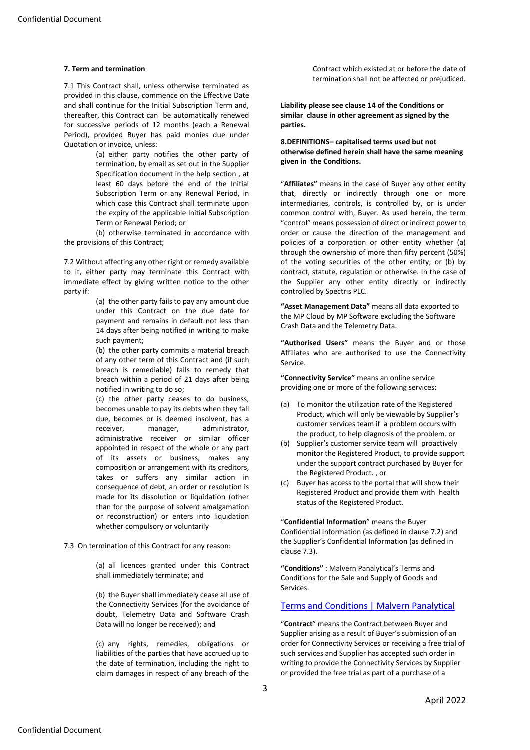**7. Term and termination**

7.1 This Contract shall, unless otherwise terminated as provided in this clause, commence on the Effective Date and shall continue for the Initial Subscription Term and, thereafter, this Contract can be automatically renewed for successive periods of 12 months (each a Renewal Period), provided Buyer has paid monies due under Quotation or invoice, unless:

(a) either party notifies the other party of termination, by email as set out in the Supplier Specification document in the help section , at least 60 days before the end of the Initial Subscription Term or any Renewal Period, in which case this Contract shall terminate upon the expiry of the applicable Initial Subscription Term or Renewal Period; or

(b) otherwise terminated in accordance with the provisions of this Contract;

7.2 Without affecting any other right or remedy available to it, either party may terminate this Contract with immediate effect by giving written notice to the other party if:

(a) the other party fails to pay any amount due under this Contract on the due date for payment and remains in default not less than 14 days after being notified in writing to make such payment;

(b) the other party commits a material breach of any other term of this Contract and (if such breach is remediable) fails to remedy that breach within a period of 21 days after being notified in writing to do so;

(c) the other party ceases to do business, becomes unable to pay its debts when they fall due, becomes or is deemed insolvent, has a receiver, manager, administrator, administrative receiver or similar officer appointed in respect of the whole or any part of its assets or business, makes any composition or arrangement with its creditors, takes or suffers any similar action in consequence of debt, an order or resolution is made for its dissolution or liquidation (other than for the purpose of solvent amalgamation or reconstruction) or enters into liquidation whether compulsory or voluntarily

7.3 On termination of this Contract for any reason:

(a) all licences granted under this Contract shall immediately terminate; and

(b) the Buyer shall immediately cease all use of the Connectivity Services (for the avoidance of doubt, Telemetry Data and Software Crash Data will no longer be received); and

(c) any rights, remedies, obligations or liabilities of the parties that have accrued up to the date of termination, including the right to claim damages in respect of any breach of the Contract which existed at or before the date of termination shall not be affected or prejudiced.

**Liability please see clause 14 of the Conditions or similar clause in other agreement as signed by the parties.**

**8.DEFINITIONS– capitalised terms used but not otherwise defined herein shall have the same meaning given in the Conditions.**

"**Affiliates"** means in the case of Buyer any other entity that, directly or indirectly through one or more intermediaries, controls, is controlled by, or is under common control with, Buyer. As used herein, the term "control" means possession of direct or indirect power to order or cause the direction of the management and policies of a corporation or other entity whether (a) through the ownership of more than fifty percent (50%) of the voting securities of the other entity; or (b) by contract, statute, regulation or otherwise. In the case of the Supplier any other entity directly or indirectly controlled by Spectris PLC.

**"Asset Management Data"** means all data exported to the MP Cloud by MP Software excluding the Software Crash Data and the Telemetry Data.

**"Authorised Users"** means the Buyer and or those Affiliates who are authorised to use the Connectivity Service.

**"Connectivity Service"** means an online service providing one or more of the following services:

(a) To monitor the utilization rate of the Registered Product, which will only be viewable by Supplier's customer services team if a problem occurs with the product, to help diagnosis of the problem. or
(b) Supplier's customer service team will proactively monitor the Registered Product, to provide support under the support contract purchased by Buyer for the Registered Product. , or
(c) Buyer has access to the portal that will show their Registered Product and provide them with health status of the Registered Product.

"**Confidential Information**" means the Buyer Confidential Information (as defined in clause 7.2) and the Supplier's Confidential Information (as defined in clause 7.3).

**"Conditions"** : Malvern Panalytical's Terms and Conditions for the Sale and Supply of Goods and Services.

[Terms and Conditions | Malvern Panalytical]

"**Contract**" means the Contract between Buyer and Supplier arising as a result of Buyer's submission of an order for Connectivity Services or receiving a free trial of such services and Supplier has accepted such order in writing to provide the Connectivity Services by Supplier or provided the free trial as part of a purchase of a

April 2022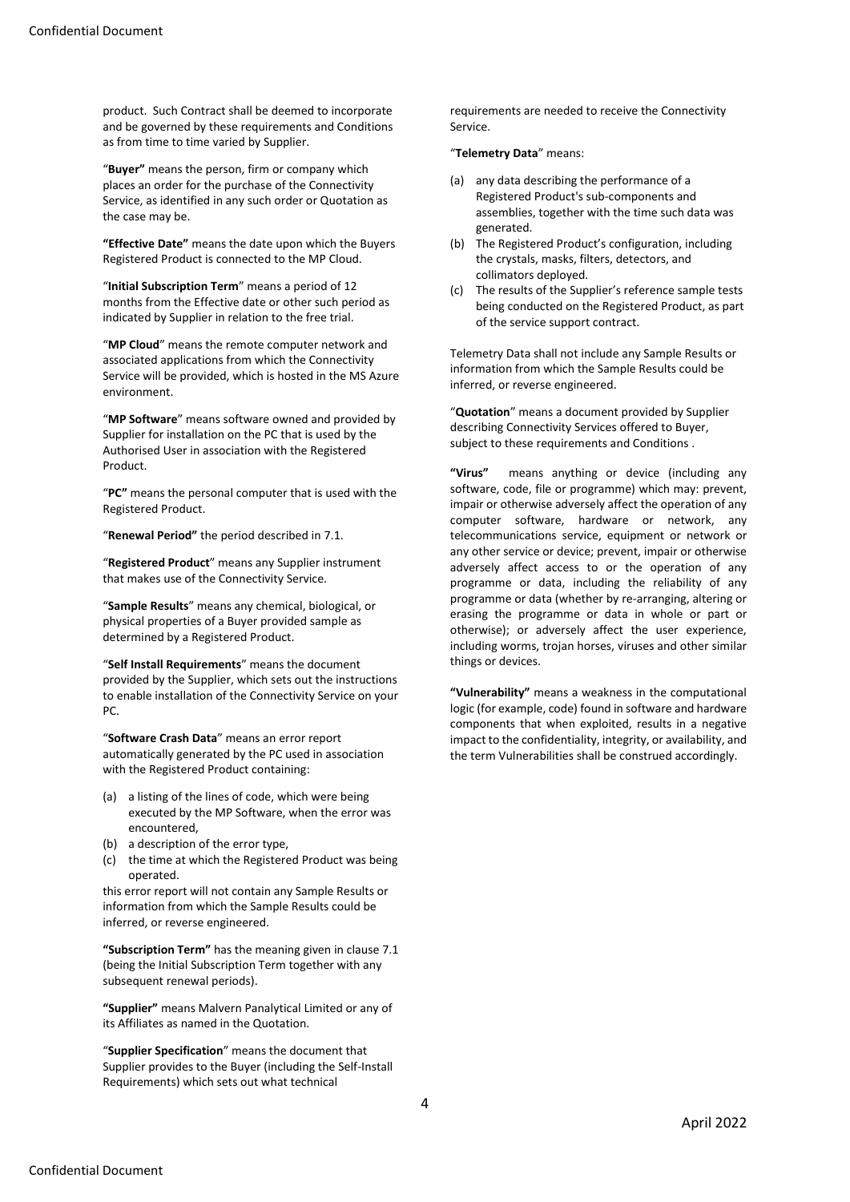product. Such Contract shall be deemed to incorporate and be governed by these requirements and Conditions as from time to time varied by Supplier.

"**Buyer"** means the person, firm or company which places an order for the purchase of the Connectivity Service, as identified in any such order or Quotation as the case may be.

**"Effective Date"** means the date upon which the Buyers Registered Product is connected to the MP Cloud.

"**Initial Subscription Term**" means a period of 12 months from the Effective date or other such period as indicated by Supplier in relation to the free trial.

"**MP Cloud**" means the remote computer network and associated applications from which the Connectivity Service will be provided, which is hosted in the MS Azure environment.

"**MP Software**" means software owned and provided by Supplier for installation on the PC that is used by the Authorised User in association with the Registered Product.

"**PC"** means the personal computer that is used with the Registered Product.

"**Renewal Period"** the period described in 7.1.

"**Registered Product**" means any Supplier instrument that makes use of the Connectivity Service.

"**Sample Results**" means any chemical, biological, or physical properties of a Buyer provided sample as determined by a Registered Product.

"**Self Install Requirements**" means the document provided by the Supplier, which sets out the instructions to enable installation of the Connectivity Service on your PC.

"**Software Crash Data**" means an error report automatically generated by the PC used in association with the Registered Product containing:

(a) a listing of the lines of code, which were being executed by the MP Software, when the error was encountered,
(b) a description of the error type,
(c) the time at which the Registered Product was being operated.

this error report will not contain any Sample Results or information from which the Sample Results could be inferred, or reverse engineered.

**"Subscription Term"** has the meaning given in clause 7.1 (being the Initial Subscription Term together with any subsequent renewal periods).

**"Supplier"** means Malvern Panalytical Limited or any of its Affiliates as named in the Quotation.

"**Supplier Specification**" means the document that Supplier provides to the Buyer (including the Self-Install Requirements) which sets out what technical requirements are needed to receive the Connectivity Service.

"**Telemetry Data**" means:

(a) any data describing the performance of a Registered Product's sub-components and assemblies, together with the time such data was generated.
(b) The Registered Product's configuration, including the crystals, masks, filters, detectors, and collimators deployed.
(c) The results of the Supplier's reference sample tests being conducted on the Registered Product, as part of the service support contract.

Telemetry Data shall not include any Sample Results or information from which the Sample Results could be inferred, or reverse engineered.

"**Quotation**" means a document provided by Supplier describing Connectivity Services offered to Buyer, subject to these requirements and Conditions .

**"Virus"** means anything or device (including any software, code, file or programme) which may: prevent, impair or otherwise adversely affect the operation of any computer software, hardware or network, any telecommunications service, equipment or network or any other service or device; prevent, impair or otherwise adversely affect access to or the operation of any programme or data, including the reliability of any programme or data (whether by re-arranging, altering or erasing the programme or data in whole or part or otherwise); or adversely affect the user experience, including worms, trojan horses, viruses and other similar things or devices.

**"Vulnerability"** means a weakness in the computational logic (for example, code) found in software and hardware components that when exploited, results in a negative impact to the confidentiality, integrity, or availability, and the term Vulnerabilities shall be construed accordingly.